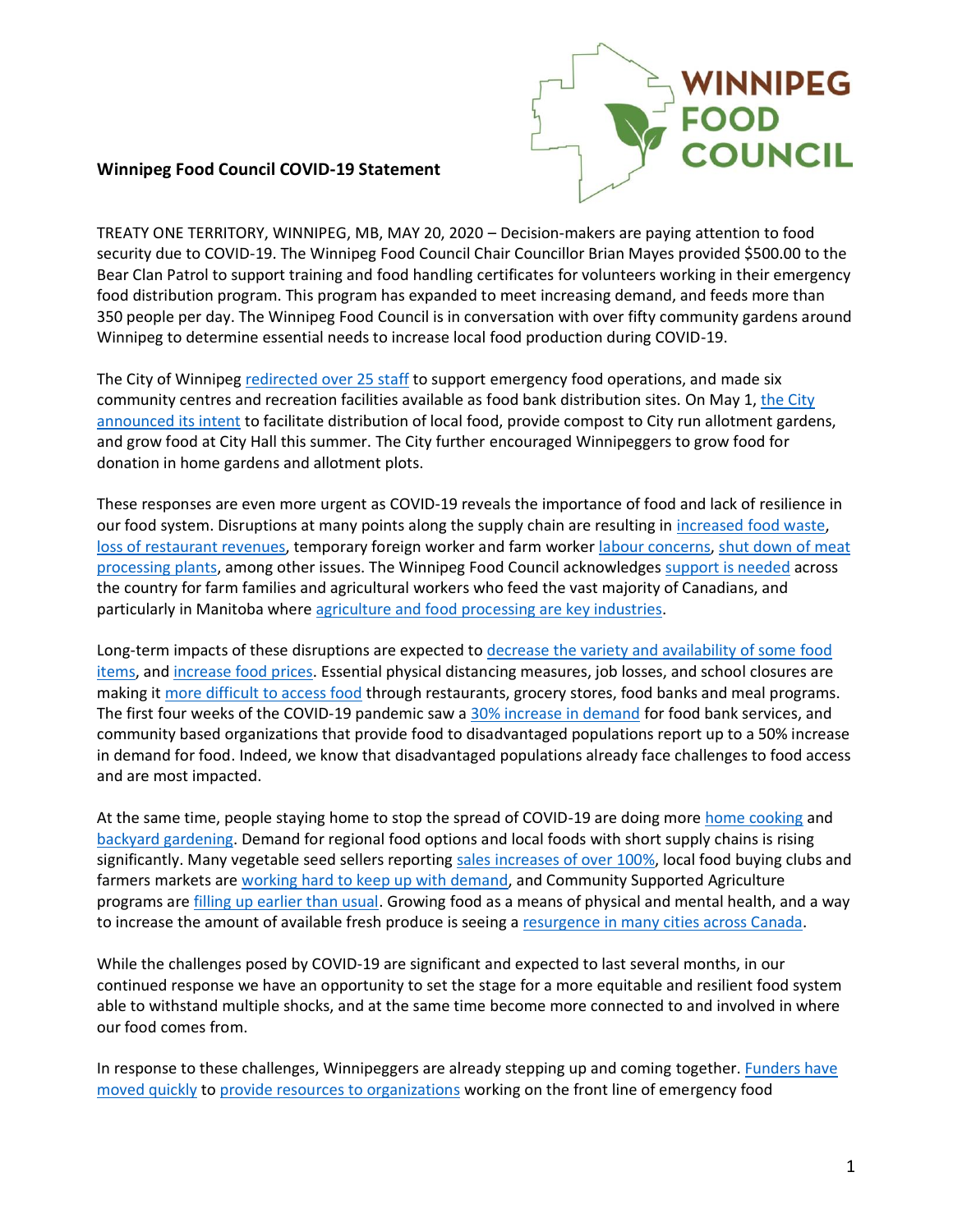**Winnipeg Food Council COVID-19 Statement**

TREATY ONE TERRITORY, WINNIPEG, MB, MAY 20, 2020 – Decision-makers are paying attention to food security due to COVID-19. The Winnipeg Food Council Chair Councillor Brian Mayes provided $500.00 to the Bear Clan Patrol to support training and food handling certificates for volunteers working in their emergency food distribution program. This program has expanded to meet increasing demand, and feeds more than 350 people per day. The Winnipeg Food Council is in conversation with over fifty community gardens around Winnipeg to determine essential needs to increase local food production during COVID-19.

The City of Winnipeg redirected over 25 staff to support emergency food operations, and made six community centres and recreation facilities available as food bank distribution sites. On May 1, the City announced its intent to facilitate distribution of local food, provide compost to City run allotment gardens, and grow food at City Hall this summer. The City further encouraged Winnipeggers to grow food for donation in home gardens and allotment plots.

These responses are even more urgent as COVID-19 reveals the importance of food and lack of resilience in our food system. Disruptions at many points along the supply chain are resulting in increased food waste, loss of restaurant revenues, temporary foreign worker and farm worker labour concerns, shut down of meat processing plants, among other issues. The Winnipeg Food Council acknowledges support is needed across the country for farm families and agricultural workers who feed the vast majority of Canadians, and particularly in Manitoba where agriculture and food processing are key industries.

Long-term impacts of these disruptions are expected to decrease the variety and availability of some food items, and increase food prices. Essential physical distancing measures, job losses, and school closures are making it more difficult to access food through restaurants, grocery stores, food banks and meal programs. The first four weeks of the COVID-19 pandemic saw a 30% increase in demand for food bank services, and community based organizations that provide food to disadvantaged populations report up to a 50% increase in demand for food. Indeed, we know that disadvantaged populations already face challenges to food access and are most impacted.

At the same time, people staying home to stop the spread of COVID-19 are doing more home cooking and backyard gardening. Demand for regional food options and local foods with short supply chains is rising significantly. Many vegetable seed sellers reporting sales increases of over 100%, local food buying clubs and farmers markets are working hard to keep up with demand, and Community Supported Agriculture programs are filling up earlier than usual. Growing food as a means of physical and mental health, and a way to increase the amount of available fresh produce is seeing a resurgence in many cities across Canada.

While the challenges posed by COVID-19 are significant and expected to last several months, in our continued response we have an opportunity to set the stage for a more equitable and resilient food system able to withstand multiple shocks, and at the same time become more connected to and involved in where our food comes from.

In response to these challenges, Winnipeggers are already stepping up and coming together. Funders have moved quickly to provide resources to organizations working on the front line of emergency food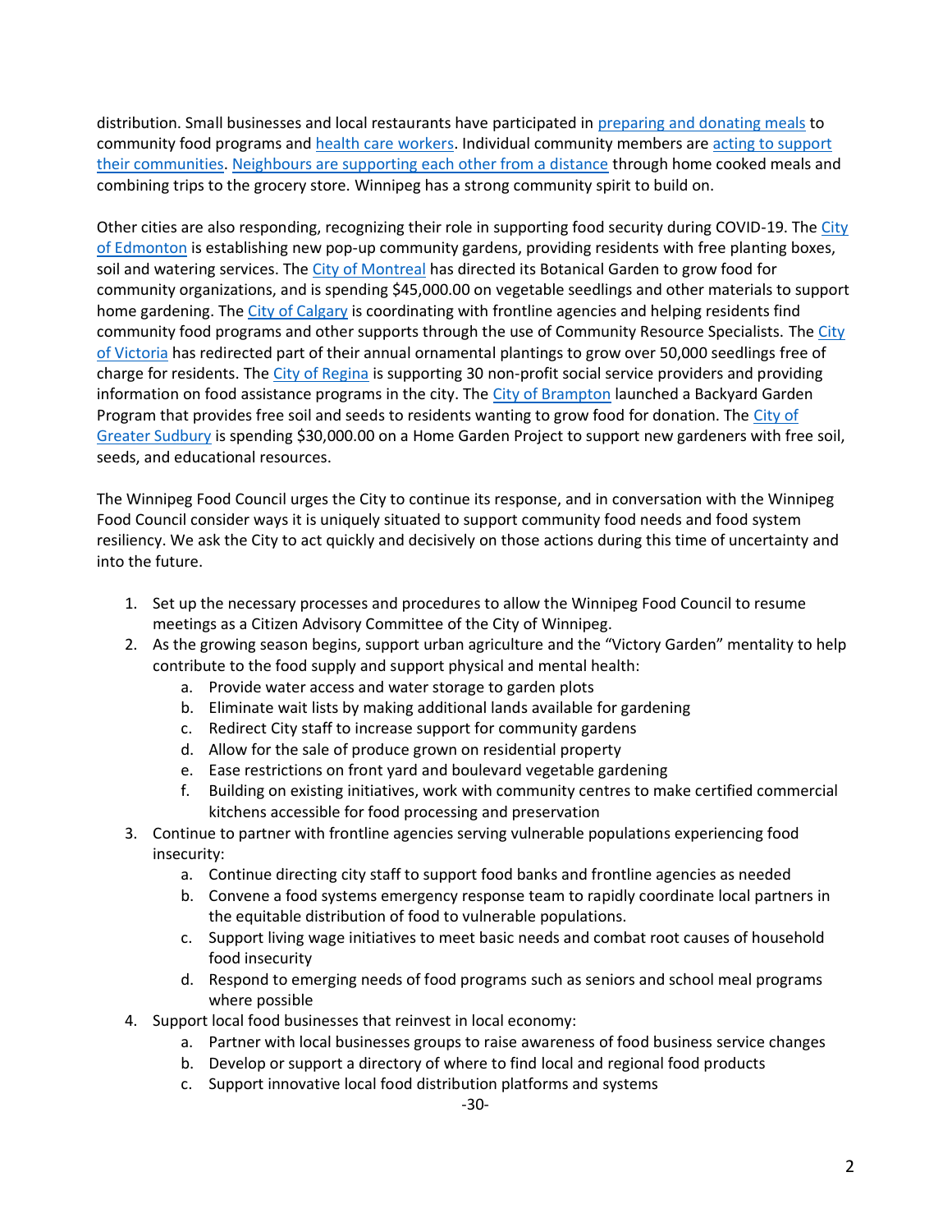distribution. Small businesses and local restaurants have participated in preparing and donating meals to community food programs and health care workers. Individual community members are acting to support their communities. Neighbours are supporting each other from a distance through home cooked meals and combining trips to the grocery store. Winnipeg has a strong community spirit to build on.

Other cities are also responding, recognizing their role in supporting food security during COVID-19. The City of Edmonton is establishing new pop-up community gardens, providing residents with free planting boxes, soil and watering services. The City of Montreal has directed its Botanical Garden to grow food for community organizations, and is spending $45,000.00 on vegetable seedlings and other materials to support home gardening. The City of Calgary is coordinating with frontline agencies and helping residents find community food programs and other supports through the use of Community Resource Specialists. The City of Victoria has redirected part of their annual ornamental plantings to grow over 50,000 seedlings free of charge for residents. The City of Regina is supporting 30 non-profit social service providers and providing information on food assistance programs in the city. The City of Brampton launched a Backyard Garden Program that provides free soil and seeds to residents wanting to grow food for donation. The City of Greater Sudbury is spending $30,000.00 on a Home Garden Project to support new gardeners with free soil, seeds, and educational resources.

The Winnipeg Food Council urges the City to continue its response, and in conversation with the Winnipeg Food Council consider ways it is uniquely situated to support community food needs and food system resiliency. We ask the City to act quickly and decisively on those actions during this time of uncertainty and into the future.

1. Set up the necessary processes and procedures to allow the Winnipeg Food Council to resume meetings as a Citizen Advisory Committee of the City of Winnipeg.
2. As the growing season begins, support urban agriculture and the "Victory Garden" mentality to help contribute to the food supply and support physical and mental health:
   a. Provide water access and water storage to garden plots
   b. Eliminate wait lists by making additional lands available for gardening
   c. Redirect City staff to increase support for community gardens
   d. Allow for the sale of produce grown on residential property
   e. Ease restrictions on front yard and boulevard vegetable gardening
   f. Building on existing initiatives, work with community centres to make certified commercial kitchens accessible for food processing and preservation
3. Continue to partner with frontline agencies serving vulnerable populations experiencing food insecurity:
   a. Continue directing city staff to support food banks and frontline agencies as needed
   b. Convene a food systems emergency response team to rapidly coordinate local partners in the equitable distribution of food to vulnerable populations.
   c. Support living wage initiatives to meet basic needs and combat root causes of household food insecurity
   d. Respond to emerging needs of food programs such as seniors and school meal programs where possible
4. Support local food businesses that reinvest in local economy:
   a. Partner with local businesses groups to raise awareness of food business service changes
   b. Develop or support a directory of where to find local and regional food products
   c. Support innovative local food distribution platforms and systems

-30-